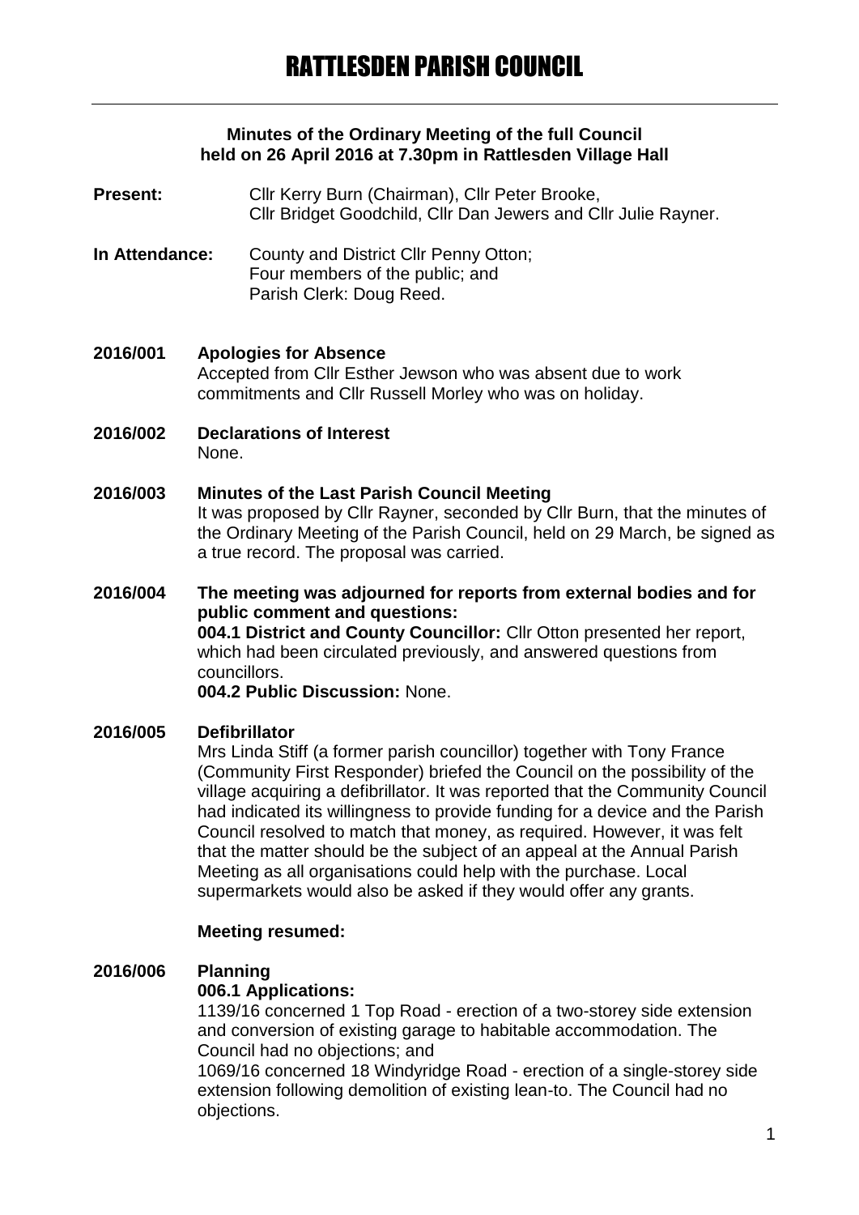# RATTLESDEN PARISH COUNCIL

**Minutes of the Ordinary Meeting of the full Council held on 26 April 2016 at 7.30pm in Rattlesden Village Hall**

**Present:** Cllr Kerry Burn (Chairman), Cllr Peter Brooke, Cllr Bridget Goodchild, Cllr Dan Jewers and Cllr Julie Rayner.

**In Attendance:** County and District Cllr Penny Otton; Four members of the public; and Parish Clerk: Doug Reed.

**2016/001 Apologies for Absence**

Accepted from Cllr Esther Jewson who was absent due to work commitments and Cllr Russell Morley who was on holiday.

**2016/002 Declarations of Interest**

None.

**2016/003 Minutes of the Last Parish Council Meeting**

It was proposed by Cllr Rayner, seconded by Cllr Burn, that the minutes of the Ordinary Meeting of the Parish Council, held on 29 March, be signed as a true record. The proposal was carried.

**2016/004 The meeting was adjourned for reports from external bodies and for public comment and questions:**

**004.1 District and County Councillor:** Cllr Otton presented her report, which had been circulated previously, and answered questions from councillors.

**004.2 Public Discussion:** None.

**2016/005 Defibrillator**

Mrs Linda Stiff (a former parish councillor) together with Tony France (Community First Responder) briefed the Council on the possibility of the village acquiring a defibrillator. It was reported that the Community Council had indicated its willingness to provide funding for a device and the Parish Council resolved to match that money, as required. However, it was felt that the matter should be the subject of an appeal at the Annual Parish Meeting as all organisations could help with the purchase. Local supermarkets would also be asked if they would offer any grants.

**Meeting resumed:**

**2016/006 Planning**

**006.1 Applications:**

1139/16 concerned 1 Top Road - erection of a two-storey side extension and conversion of existing garage to habitable accommodation. The Council had no objections; and

1069/16 concerned 18 Windyridge Road - erection of a single-storey side extension following demolition of existing lean-to. The Council had no objections.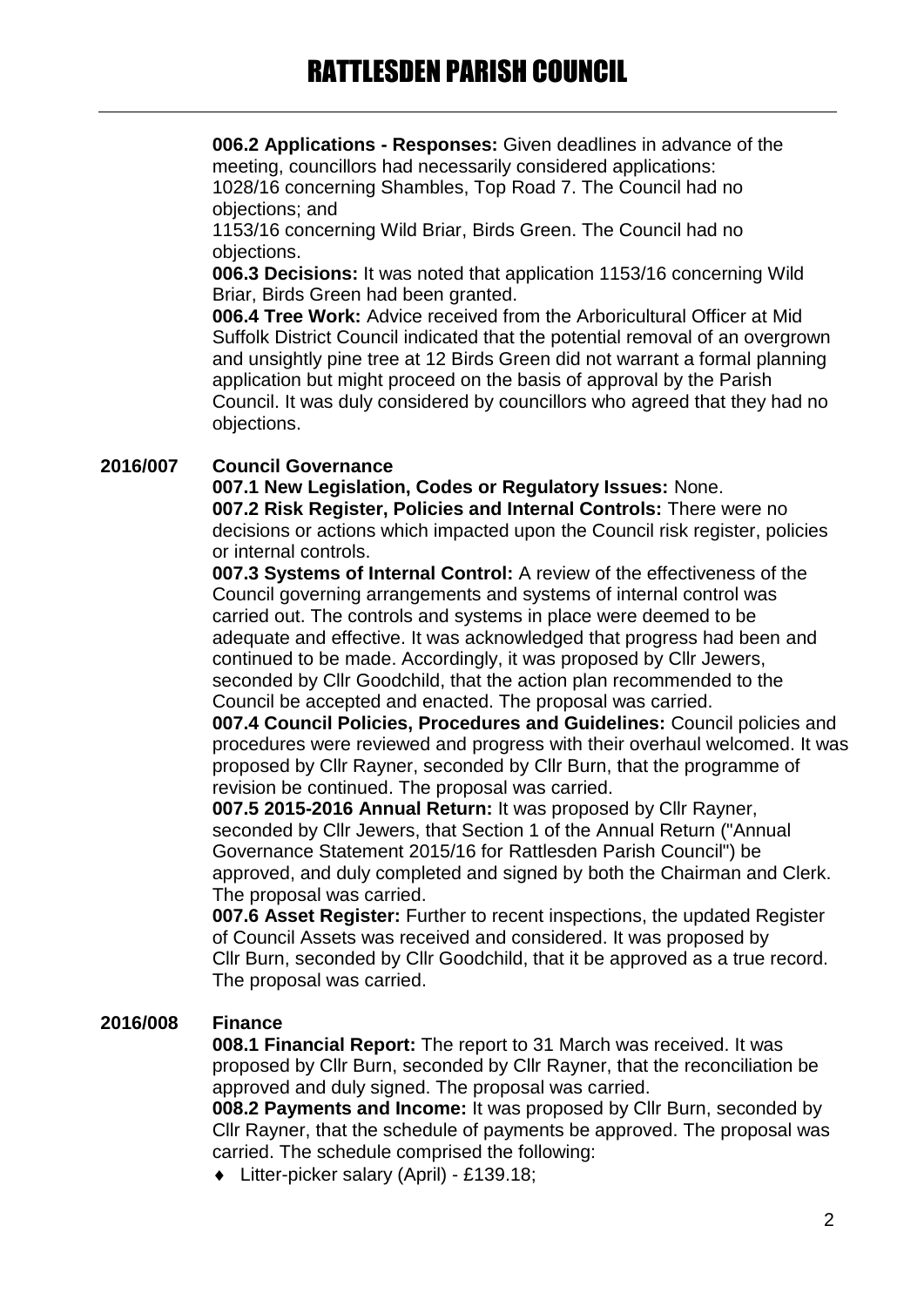**006.2 Applications - Responses:** Given deadlines in advance of the meeting, councillors had necessarily considered applications:
1028/16 concerning Shambles, Top Road 7. The Council had no objections; and
1153/16 concerning Wild Briar, Birds Green. The Council had no objections.

**006.3 Decisions:** It was noted that application 1153/16 concerning Wild Briar, Birds Green had been granted.

**006.4 Tree Work:** Advice received from the Arboricultural Officer at Mid Suffolk District Council indicated that the potential removal of an overgrown and unsightly pine tree at 12 Birds Green did not warrant a formal planning application but might proceed on the basis of approval by the Parish Council. It was duly considered by councillors who agreed that they had no objections.

## 2016/007 Council Governance

**007.1 New Legislation, Codes or Regulatory Issues:** None.

**007.2 Risk Register, Policies and Internal Controls:** There were no decisions or actions which impacted upon the Council risk register, policies or internal controls.

**007.3 Systems of Internal Control:** A review of the effectiveness of the Council governing arrangements and systems of internal control was carried out. The controls and systems in place were deemed to be adequate and effective. It was acknowledged that progress had been and continued to be made. Accordingly, it was proposed by Cllr Jewers, seconded by Cllr Goodchild, that the action plan recommended to the Council be accepted and enacted. The proposal was carried.

**007.4 Council Policies, Procedures and Guidelines:** Council policies and procedures were reviewed and progress with their overhaul welcomed. It was proposed by Cllr Rayner, seconded by Cllr Burn, that the programme of revision be continued. The proposal was carried.

**007.5 2015-2016 Annual Return:** It was proposed by Cllr Rayner, seconded by Cllr Jewers, that Section 1 of the Annual Return ("Annual Governance Statement 2015/16 for Rattlesden Parish Council") be approved, and duly completed and signed by both the Chairman and Clerk. The proposal was carried.

**007.6 Asset Register:** Further to recent inspections, the updated Register of Council Assets was received and considered. It was proposed by Cllr Burn, seconded by Cllr Goodchild, that it be approved as a true record. The proposal was carried.

## 2016/008 Finance

**008.1 Financial Report:** The report to 31 March was received. It was proposed by Cllr Burn, seconded by Cllr Rayner, that the reconciliation be approved and duly signed. The proposal was carried.

**008.2 Payments and Income:** It was proposed by Cllr Burn, seconded by Cllr Rayner, that the schedule of payments be approved. The proposal was carried. The schedule comprised the following:

- Litter-picker salary (April) - £139.18;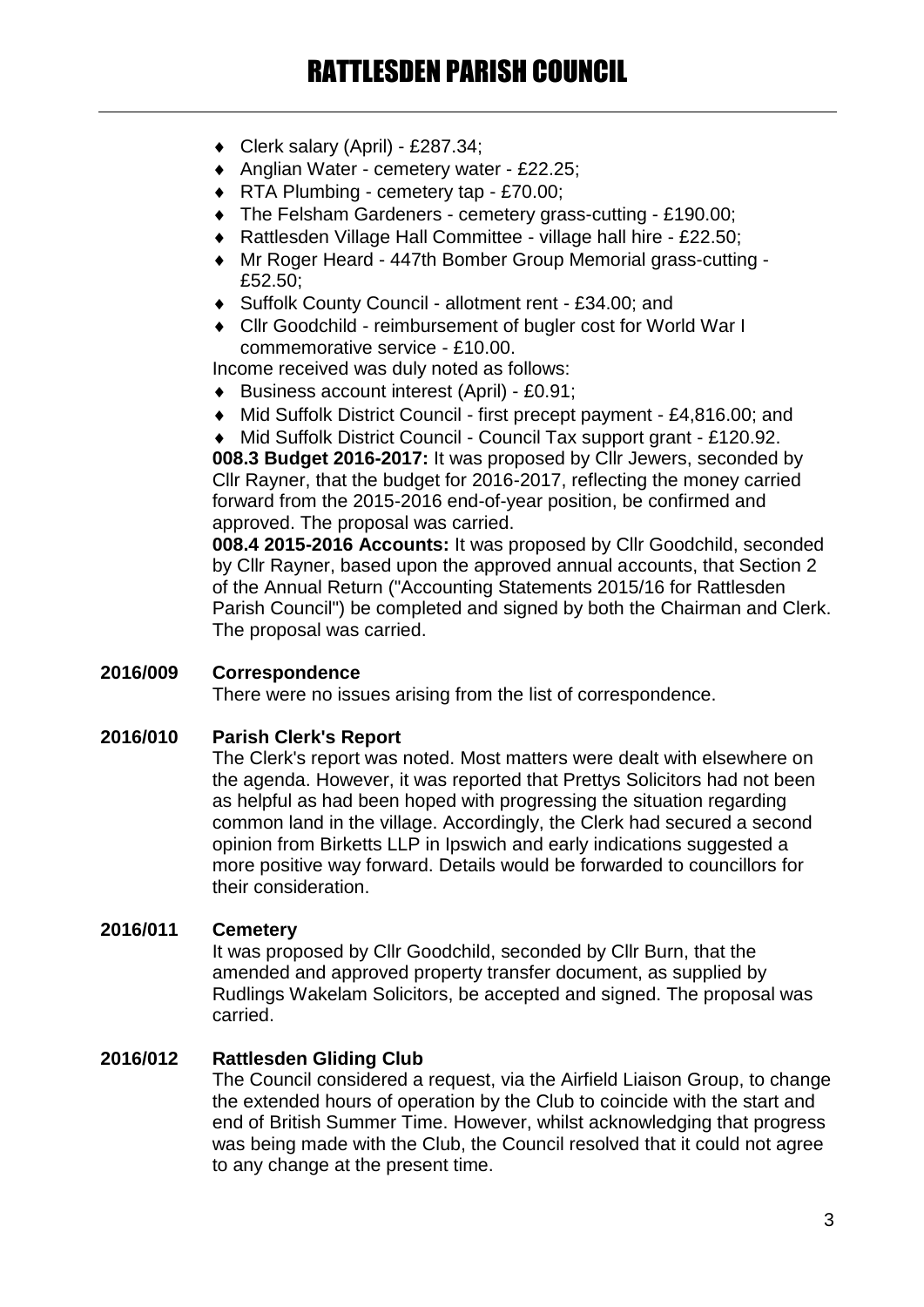- Clerk salary (April) - £287.34;
- Anglian Water - cemetery water - £22.25;
- RTA Plumbing - cemetery tap - £70.00;
- The Felsham Gardeners - cemetery grass-cutting - £190.00;
- Rattlesden Village Hall Committee - village hall hire - £22.50;
- Mr Roger Heard - 447th Bomber Group Memorial grass-cutting - £52.50;
- Suffolk County Council - allotment rent - £34.00; and
- Cllr Goodchild - reimbursement of bugler cost for World War I commemorative service - £10.00.

Income received was duly noted as follows:

- Business account interest (April) - £0.91;
- Mid Suffolk District Council - first precept payment - £4,816.00; and
- Mid Suffolk District Council - Council Tax support grant - £120.92.

**008.3 Budget 2016-2017:** It was proposed by Cllr Jewers, seconded by Cllr Rayner, that the budget for 2016-2017, reflecting the money carried forward from the 2015-2016 end-of-year position, be confirmed and approved. The proposal was carried.

**008.4 2015-2016 Accounts:** It was proposed by Cllr Goodchild, seconded by Cllr Rayner, based upon the approved annual accounts, that Section 2 of the Annual Return ("Accounting Statements 2015/16 for Rattlesden Parish Council") be completed and signed by both the Chairman and Clerk. The proposal was carried.

**2016/009 Correspondence**

There were no issues arising from the list of correspondence.

**2016/010 Parish Clerk's Report**

The Clerk's report was noted. Most matters were dealt with elsewhere on the agenda. However, it was reported that Prettys Solicitors had not been as helpful as had been hoped with progressing the situation regarding common land in the village. Accordingly, the Clerk had secured a second opinion from Birketts LLP in Ipswich and early indications suggested a more positive way forward. Details would be forwarded to councillors for their consideration.

**2016/011 Cemetery**

It was proposed by Cllr Goodchild, seconded by Cllr Burn, that the amended and approved property transfer document, as supplied by Rudlings Wakelam Solicitors, be accepted and signed. The proposal was carried.

**2016/012 Rattlesden Gliding Club**

The Council considered a request, via the Airfield Liaison Group, to change the extended hours of operation by the Club to coincide with the start and end of British Summer Time. However, whilst acknowledging that progress was being made with the Club, the Council resolved that it could not agree to any change at the present time.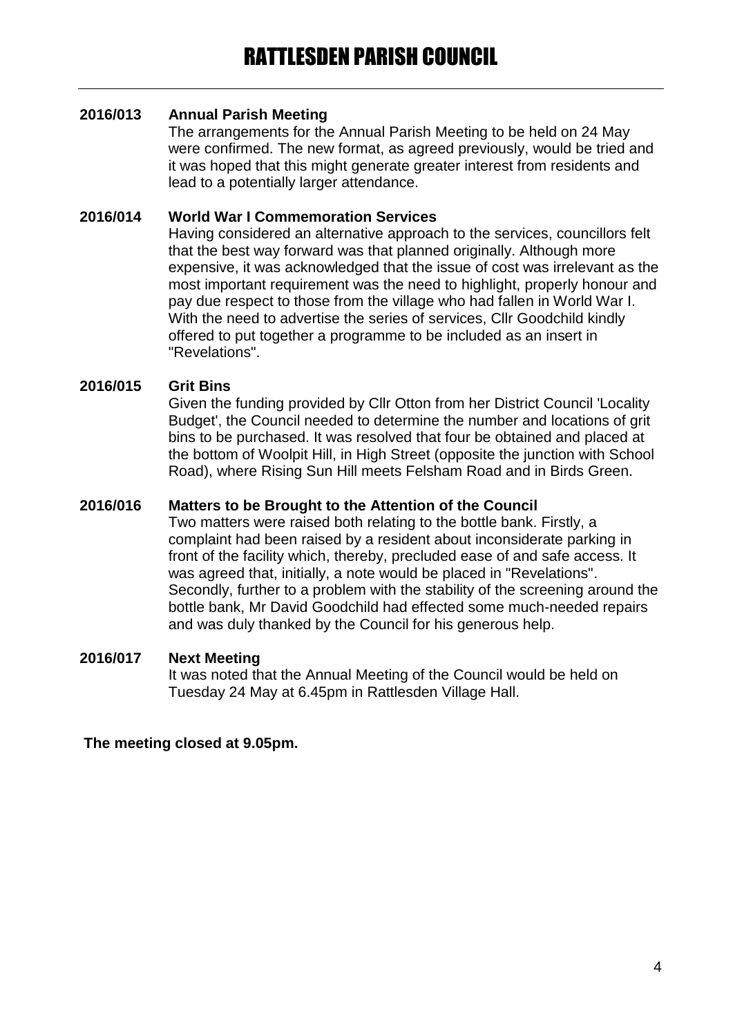**2016/013 Annual Parish Meeting**

The arrangements for the Annual Parish Meeting to be held on 24 May were confirmed. The new format, as agreed previously, would be tried and it was hoped that this might generate greater interest from residents and lead to a potentially larger attendance.

**2016/014 World War I Commemoration Services**

Having considered an alternative approach to the services, councillors felt that the best way forward was that planned originally. Although more expensive, it was acknowledged that the issue of cost was irrelevant as the most important requirement was the need to highlight, properly honour and pay due respect to those from the village who had fallen in World War I. With the need to advertise the series of services, Cllr Goodchild kindly offered to put together a programme to be included as an insert in "Revelations".

**2016/015 Grit Bins**

Given the funding provided by Cllr Otton from her District Council 'Locality Budget', the Council needed to determine the number and locations of grit bins to be purchased. It was resolved that four be obtained and placed at the bottom of Woolpit Hill, in High Street (opposite the junction with School Road), where Rising Sun Hill meets Felsham Road and in Birds Green.

**2016/016 Matters to be Brought to the Attention of the Council**

Two matters were raised both relating to the bottle bank. Firstly, a complaint had been raised by a resident about inconsiderate parking in front of the facility which, thereby, precluded ease of and safe access. It was agreed that, initially, a note would be placed in "Revelations". Secondly, further to a problem with the stability of the screening around the bottle bank, Mr David Goodchild had effected some much-needed repairs and was duly thanked by the Council for his generous help.

**2016/017 Next Meeting**

It was noted that the Annual Meeting of the Council would be held on Tuesday 24 May at 6.45pm in Rattlesden Village Hall.

**The meeting closed at 9.05pm.**